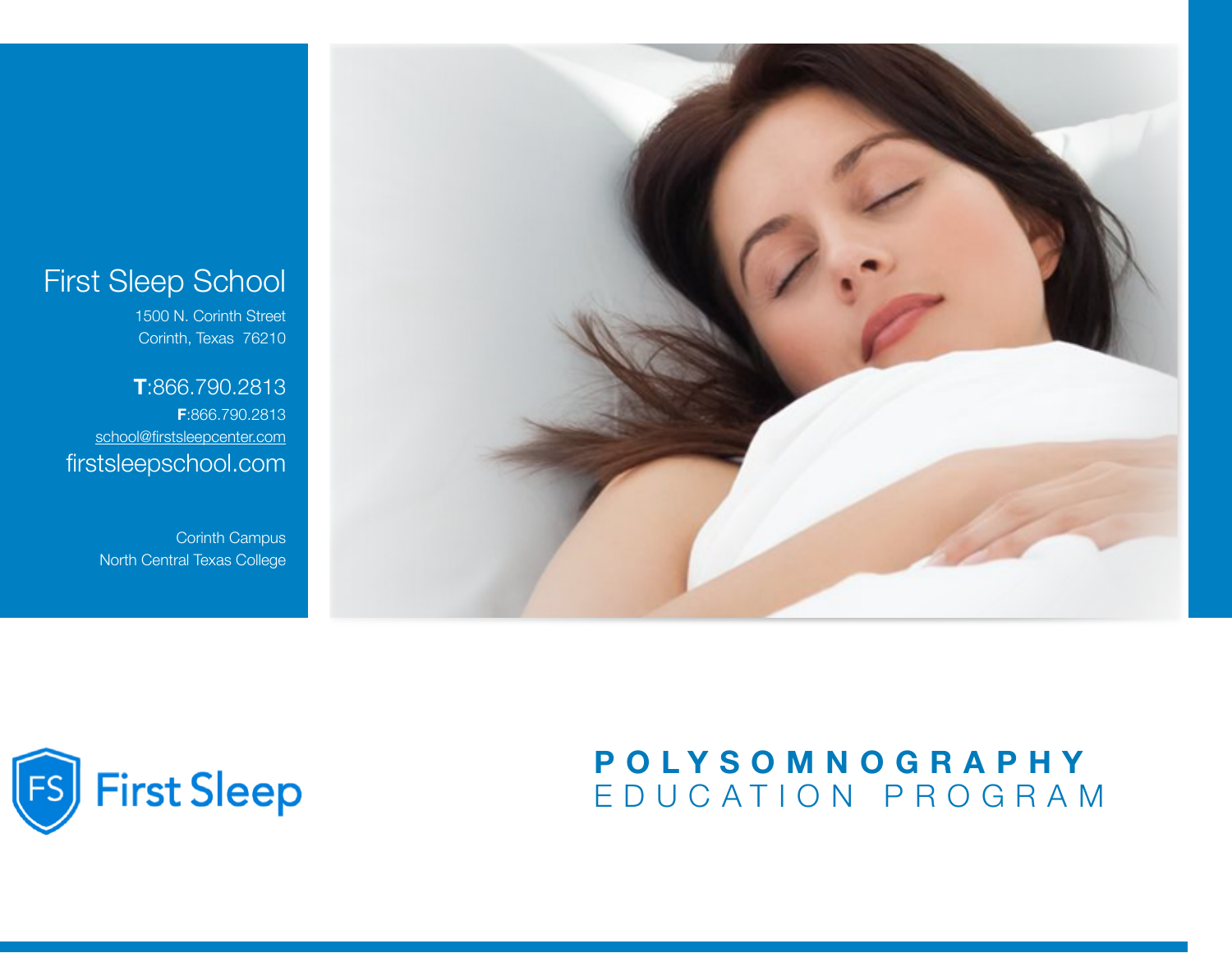# First Sleep School

1500 N. Corinth Street
Corinth, Texas 76210

**T**:866.790.2813
**F**:866.790.2813
school@firstsleepcenter.com
firstsleepschool.com

Corinth Campus
North Central Texas College

FS First Sleep

## POLYSOMNOGRAPHY
EDUCATION PROGRAM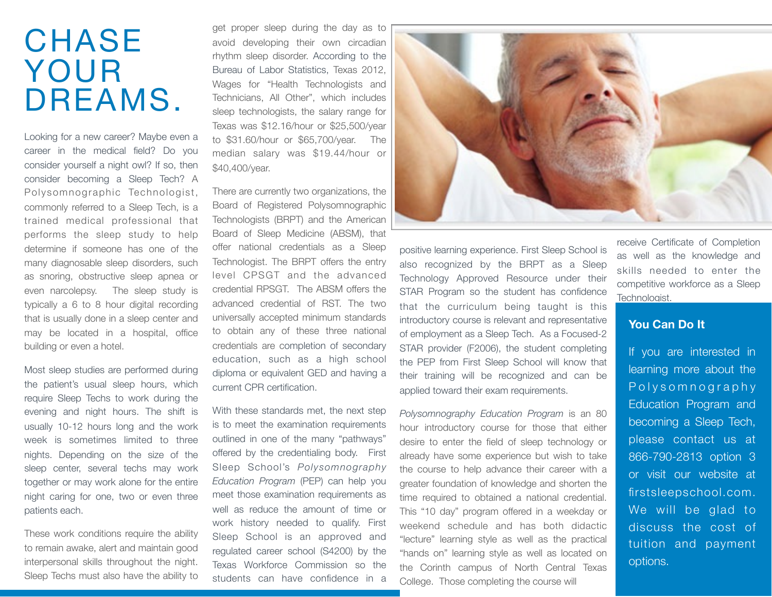# CHASE YOUR DREAMS.

Looking for a new career? Maybe even a career in the medical field? Do you consider yourself a night owl? If so, then consider becoming a Sleep Tech? A Polysomnographic Technologist, commonly referred to a Sleep Tech, is a trained medical professional that performs the sleep study to help determine if someone has one of the many diagnosable sleep disorders, such as snoring, obstructive sleep apnea or even narcolepsy. The sleep study is typically a 6 to 8 hour digital recording that is usually done in a sleep center and may be located in a hospital, office building or even a hotel.

Most sleep studies are performed during the patient's usual sleep hours, which require Sleep Techs to work during the evening and night hours. The shift is usually 10-12 hours long and the work week is sometimes limited to three nights. Depending on the size of the sleep center, several techs may work together or may work alone for the entire night caring for one, two or even three patients each.

These work conditions require the ability to remain awake, alert and maintain good interpersonal skills throughout the night. Sleep Techs must also have the ability to get proper sleep during the day as to avoid developing their own circadian rhythm sleep disorder. According to the Bureau of Labor Statistics, Texas 2012, Wages for "Health Technologists and Technicians, All Other", which includes sleep technologists, the salary range for Texas was $12.16/hour or $25,500/year to $31.60/hour or $65,700/year. The median salary was $19.44/hour or $40,400/year.

There are currently two organizations, the Board of Registered Polysomnographic Technologists (BRPT) and the American Board of Sleep Medicine (ABSM), that offer national credentials as a Sleep Technologist. The BRPT offers the entry level CPSGT and the advanced credential RPSGT. The ABSM offers the advanced credential of RST. The two universally accepted minimum standards to obtain any of these three national credentials are completion of secondary education, such as a high school diploma or equivalent GED and having a current CPR certification.

With these standards met, the next step is to meet the examination requirements outlined in one of the many "pathways" offered by the credentialing body. First Sleep School's *Polysomnography Education Program* (PEP) can help you meet those examination requirements as well as reduce the amount of time or work history needed to qualify. First Sleep School is an approved and regulated career school (S4200) by the Texas Workforce Commission so the students can have confidence in a positive learning experience. First Sleep School is also recognized by the BRPT as a Sleep Technology Approved Resource under their STAR Program so the student has confidence that the curriculum being taught is this introductory course is relevant and representative of employment as a Sleep Tech. As a Focused-2 STAR provider (F2006), the student completing the PEP from First Sleep School will know that their training will be recognized and can be applied toward their exam requirements.

*Polysomnography Education Program* is an 80 hour introductory course for those that either desire to enter the field of sleep technology or already have some experience but wish to take the course to help advance their career with a greater foundation of knowledge and shorten the time required to obtained a national credential. This "10 day" program offered in a weekday or weekend schedule and has both didactic "lecture" learning style as well as the practical "hands on" learning style as well as located on the Corinth campus of North Central Texas College. Those completing the course will receive Certificate of Completion as well as the knowledge and skills needed to enter the competitive workforce as a Sleep Technologist.

## You Can Do It

If you are interested in learning more about the Polysomnography Education Program and becoming a Sleep Tech, please contact us at 866-790-2813 option 3 or visit our website at firstsleepschool.com. We will be glad to discuss the cost of tuition and payment options.